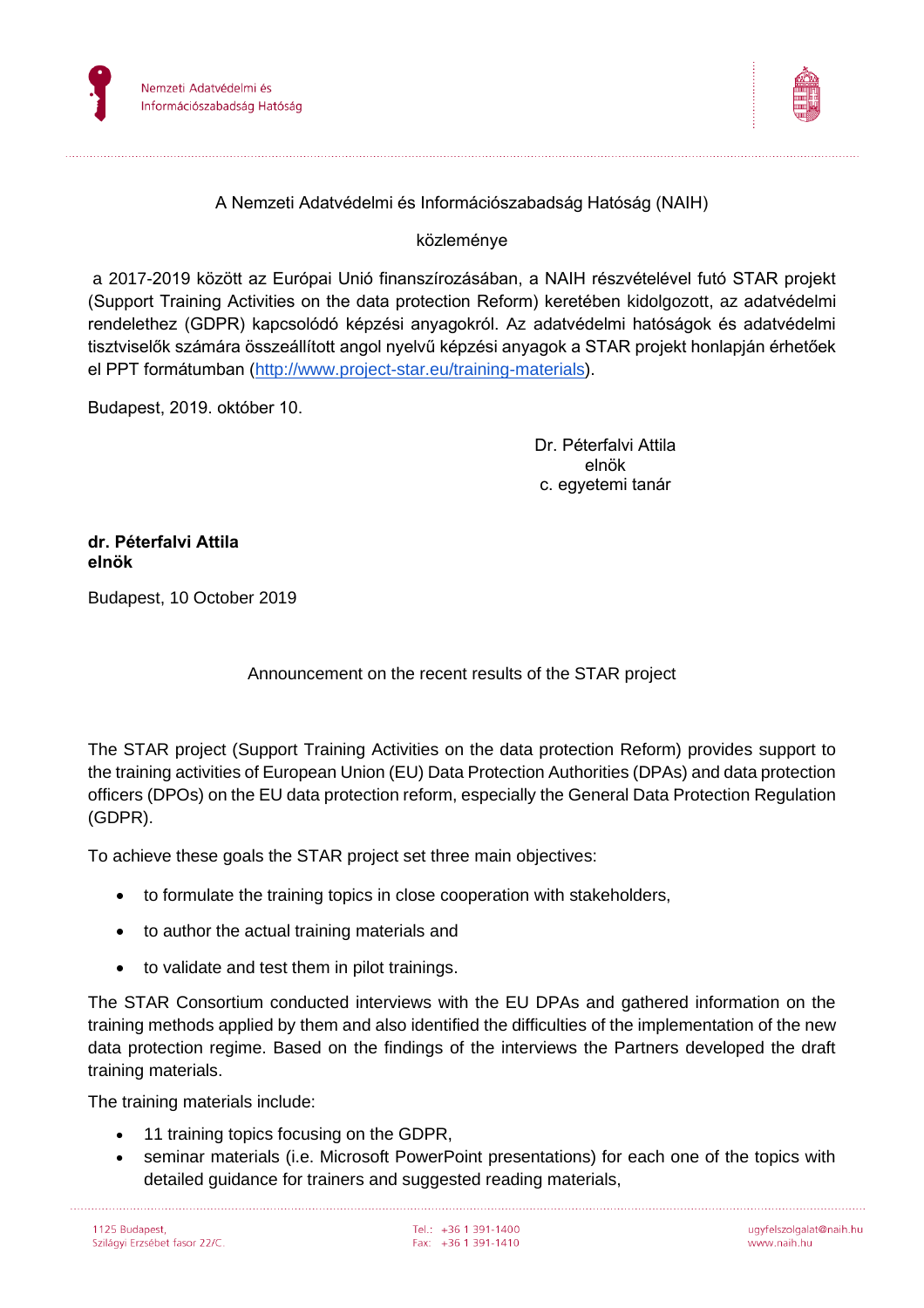Nemzeti Adatvédelmi és Információszabadság Hatóság

A Nemzeti Adatvédelmi és Információszabadság Hatóság (NAIH)

közleménye

a 2017-2019 között az Európai Unió finanszírozásában, a NAIH részvételével futó STAR projekt (Support Training Activities on the data protection Reform) keretében kidolgozott, az adatvédelmi rendelethez (GDPR) kapcsolódó képzési anyagokról. Az adatvédelmi hatóságok és adatvédelmi tisztviselők számára összeállított angol nyelvű képzési anyagok a STAR projekt honlapján érhetőek el PPT formátumban ([http://www.project-star.eu/training-materials](http://www.project-star.eu/training-materials)).

Budapest, 2019. október 10.

Dr. Péterfalvi Attila
elnök
c. egyetemi tanár

**dr. Péterfalvi Attila**
**elnök**

Budapest, 10 October 2019

Announcement on the recent results of the STAR project

The STAR project (Support Training Activities on the data protection Reform) provides support to the training activities of European Union (EU) Data Protection Authorities (DPAs) and data protection officers (DPOs) on the EU data protection reform, especially the General Data Protection Regulation (GDPR).

To achieve these goals the STAR project set three main objectives:

- to formulate the training topics in close cooperation with stakeholders,
- to author the actual training materials and
- to validate and test them in pilot trainings.

The STAR Consortium conducted interviews with the EU DPAs and gathered information on the training methods applied by them and also identified the difficulties of the implementation of the new data protection regime. Based on the findings of the interviews the Partners developed the draft training materials.

The training materials include:

- 11 training topics focusing on the GDPR,
- seminar materials (i.e. Microsoft PowerPoint presentations) for each one of the topics with detailed guidance for trainers and suggested reading materials,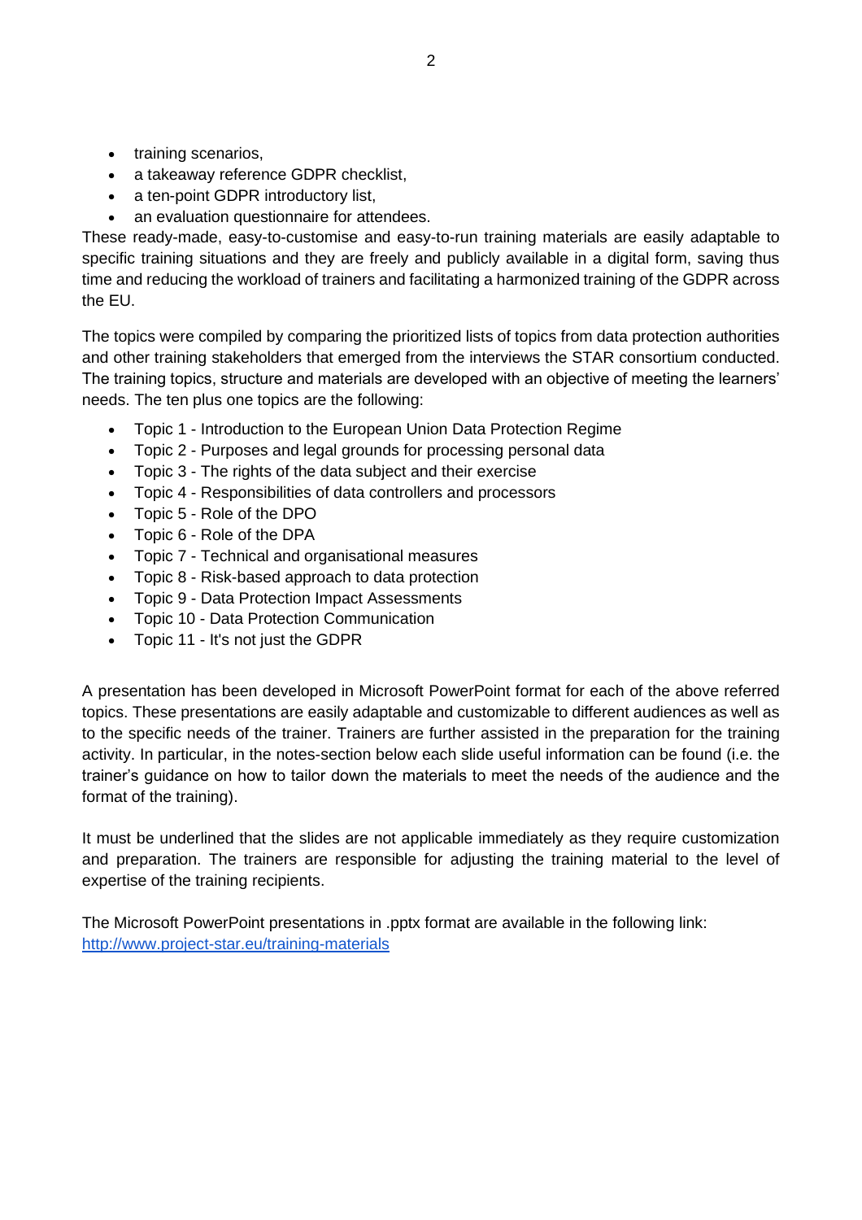- training scenarios,
- a takeaway reference GDPR checklist,
- a ten-point GDPR introductory list,
- an evaluation questionnaire for attendees.

These ready-made, easy-to-customise and easy-to-run training materials are easily adaptable to specific training situations and they are freely and publicly available in a digital form, saving thus time and reducing the workload of trainers and facilitating a harmonized training of the GDPR across the EU.

The topics were compiled by comparing the prioritized lists of topics from data protection authorities and other training stakeholders that emerged from the interviews the STAR consortium conducted. The training topics, structure and materials are developed with an objective of meeting the learners' needs. The ten plus one topics are the following:

- Topic 1 - Introduction to the European Union Data Protection Regime
- Topic 2 - Purposes and legal grounds for processing personal data
- Topic 3 - The rights of the data subject and their exercise
- Topic 4 - Responsibilities of data controllers and processors
- Topic 5 - Role of the DPO
- Topic 6 - Role of the DPA
- Topic 7 - Technical and organisational measures
- Topic 8 - Risk-based approach to data protection
- Topic 9 - Data Protection Impact Assessments
- Topic 10 - Data Protection Communication
- Topic 11 - It's not just the GDPR

A presentation has been developed in Microsoft PowerPoint format for each of the above referred topics. These presentations are easily adaptable and customizable to different audiences as well as to the specific needs of the trainer. Trainers are further assisted in the preparation for the training activity. In particular, in the notes-section below each slide useful information can be found (i.e. the trainer's guidance on how to tailor down the materials to meet the needs of the audience and the format of the training).

It must be underlined that the slides are not applicable immediately as they require customization and preparation. The trainers are responsible for adjusting the training material to the level of expertise of the training recipients.

The Microsoft PowerPoint presentations in .pptx format are available in the following link:
[http://www.project-star.eu/training-materials](http://www.project-star.eu/training-materials)